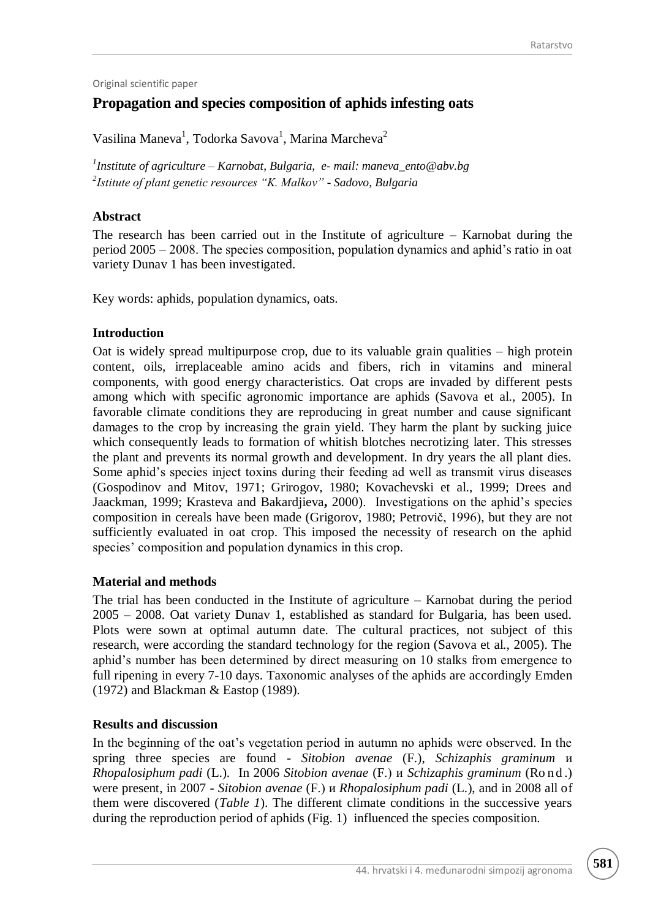Original scientific paper

# Propagation and species composition of aphids infesting oats

Vasilina Maneva[1], Todorka Savova[1], Marina Marcheva[2]

*[1]Institute of agriculture – Karnobat, Bulgaria, e- mail: maneva_ento@abv.bg*
*[2]Istitute of plant genetic resources "K. Malkov" - Sadovo, Bulgaria*

## Abstract

The research has been carried out in the Institute of agriculture – Karnobat during the period 2005 – 2008. The species composition, population dynamics and aphid's ratio in oat variety Dunav 1 has been investigated.

Key words: aphids, population dynamics, oats.

## Introduction

Oat is widely spread multipurpose crop, due to its valuable grain qualities – high protein content, oils, irreplaceable amino acids and fibers, rich in vitamins and mineral components, with good energy characteristics. Oat crops are invaded by different pests among which with specific agronomic importance are aphids (Savova et al., 2005). In favorable climate conditions they are reproducing in great number and cause significant damages to the crop by increasing the grain yield. They harm the plant by sucking juice which consequently leads to formation of whitish blotches necrotizing later. This stresses the plant and prevents its normal growth and development. In dry years the all plant dies. Some aphid's species inject toxins during their feeding ad well as transmit virus diseases (Gospodinov and Mitov, 1971; Grirogov, 1980; Kovachevski et al., 1999; Drees and Jaackman, 1999; Krasteva and Bakardjieva, 2000). Investigations on the aphid's species composition in cereals have been made (Grigorov, 1980; Petrovič, 1996), but they are not sufficiently evaluated in oat crop. This imposed the necessity of research on the aphid species' composition and population dynamics in this crop.

## Material and methods

The trial has been conducted in the Institute of agriculture – Karnobat during the period 2005 – 2008. Oat variety Dunav 1, established as standard for Bulgaria, has been used. Plots were sown at optimal autumn date. The cultural practices, not subject of this research, were according the standard technology for the region (Savova et al., 2005). The aphid's number has been determined by direct measuring on 10 stalks from emergence to full ripening in every 7-10 days. Taxonomic analyses of the aphids are accordingly Emden (1972) and Blackman & Eastop (1989).

## Results and discussion

In the beginning of the oat's vegetation period in autumn no aphids were observed. In the spring three species are found - *Sitobion avenae* (F.), *Schizaphis graminum* и *Rhopalosiphum padi* (L.). In 2006 *Sitobion avenae* (F.) и *Schizaphis graminum* (Rond.) were present, in 2007 - *Sitobion avenae* (F.) и *Rhopalosiphum padi* (L.), and in 2008 all of them were discovered (*Table 1*). The different climate conditions in the successive years during the reproduction period of aphids (Fig. 1) influenced the species composition.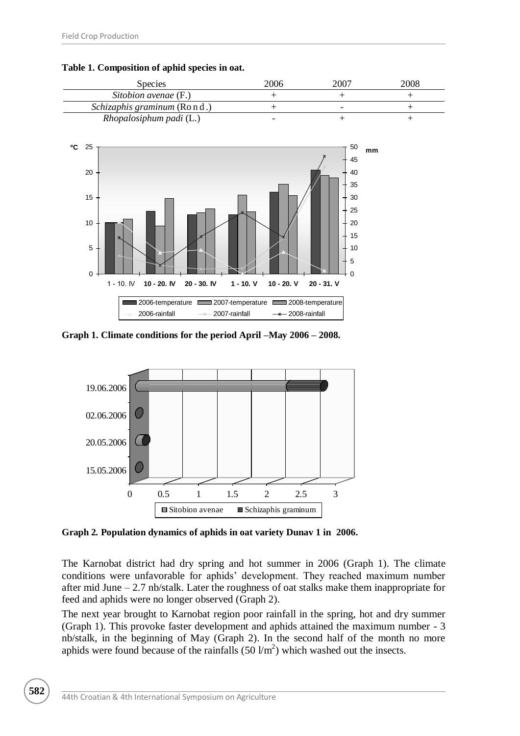**Table 1. Composition of aphid species in oat.**

| Species | 2006 | 2007 | 2008 |
|---|---|---|---|
| *Sitobion avenae* (F.) | + | + | + |
| *Schizaphis graminum* (Ro n d .) | + | - | + |
| *Rhopalosiphum padi* (L.) | - | + | + |

**Graph 1. Climate conditions for the period April –May 2006 – 2008.**

**Graph 2. Population dynamics of aphids in oat variety Dunav 1 in 2006.**

The Karnobat district had dry spring and hot summer in 2006 (Graph 1). The climate conditions were unfavorable for aphids' development. They reached maximum number after mid June – 2.7 nb/stalk. Later the roughness of oat stalks make them inappropriate for feed and aphids were no longer observed (Graph 2).

The next year brought to Karnobat region poor rainfall in the spring, hot and dry summer (Graph 1). This provoke faster development and aphids attained the maximum number - 3 nb/stalk, in the beginning of May (Graph 2). In the second half of the month no more aphids were found because of the rainfalls (50 $l/m^2$) which washed out the insects.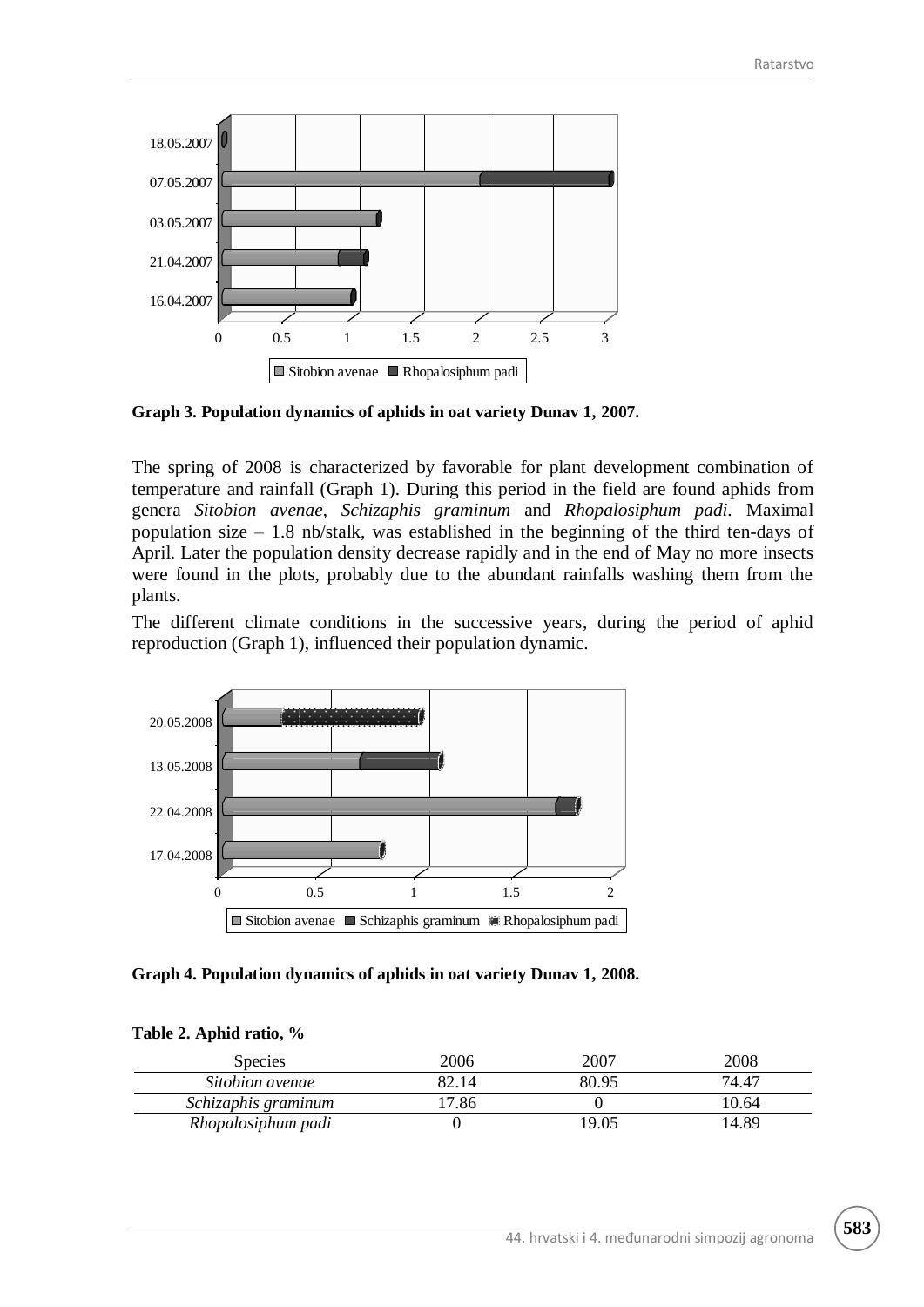**Graph 3. Population dynamics of aphids in oat variety Dunav 1, 2007.**

The spring of 2008 is characterized by favorable for plant development combination of temperature and rainfall (Graph 1). During this period in the field are found aphids from genera *Sitobion avenae*, *Schizaphis graminum* and *Rhopalosiphum padi*. Maximal population size – 1.8 nb/stalk, was established in the beginning of the third ten-days of April. Later the population density decrease rapidly and in the end of May no more insects were found in the plots, probably due to the abundant rainfalls washing them from the plants.

The different climate conditions in the successive years, during the period of aphid reproduction (Graph 1), influenced their population dynamic.

**Graph 4. Population dynamics of aphids in oat variety Dunav 1, 2008.**

**Table 2. Aphid ratio, %**

| Species | 2006 | 2007 | 2008 |
|---|---|---|---|
| *Sitobion avenae* | 82.14 | 80.95 | 74.47 |
| *Schizaphis graminum* | 17.86 | 0 | 10.64 |
| *Rhopalosiphum padi* | 0 | 19.05 | 14.89 |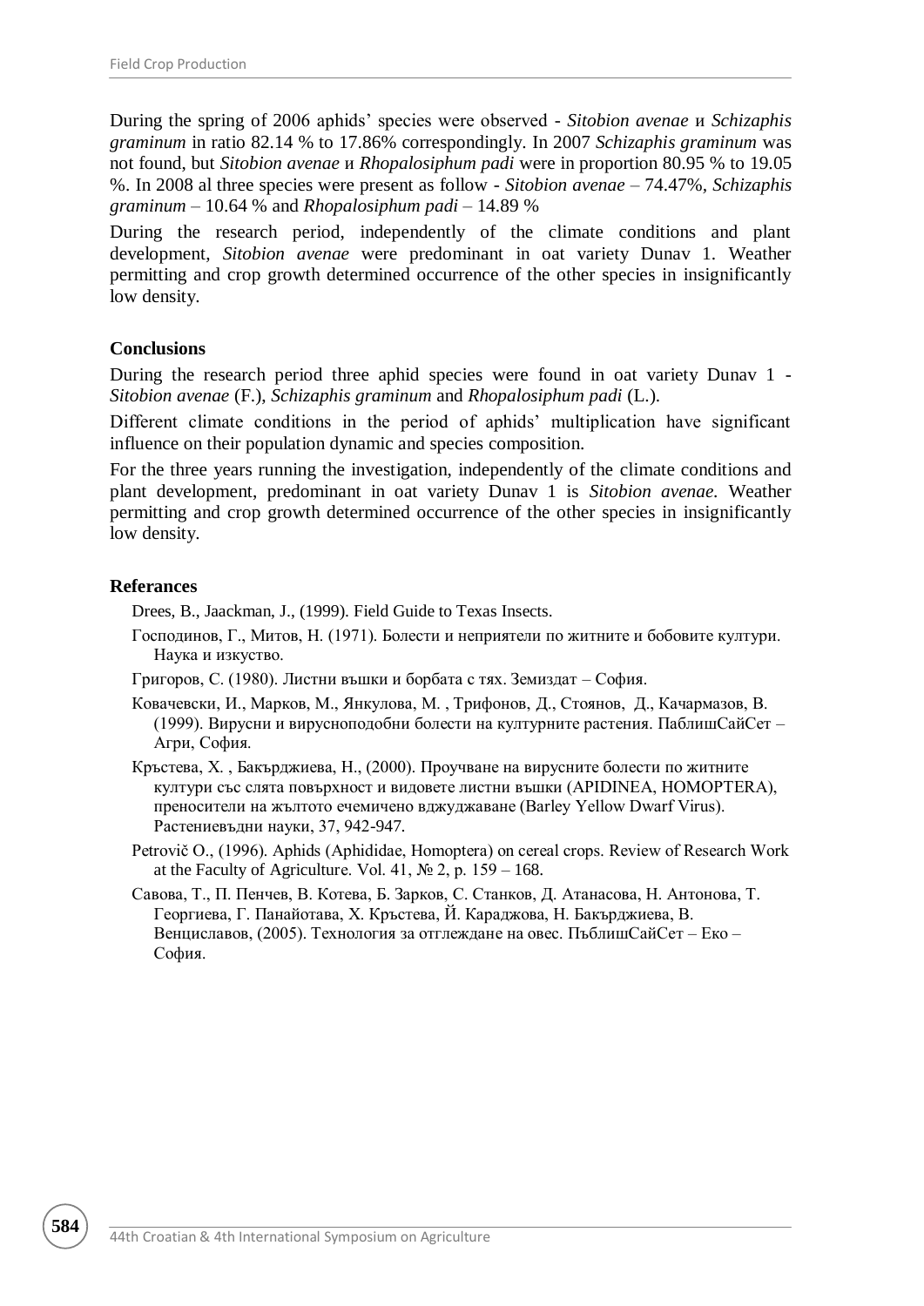During the spring of 2006 aphids' species were observed - *Sitobion avenae* и *Schizaphis graminum* in ratio 82.14 % to 17.86% correspondingly. In 2007 *Schizaphis graminum* was not found, but *Sitobion avenae* и *Rhopalosiphum padi* were in proportion 80.95 % to 19.05 %. In 2008 al three species were present as follow - *Sitobion avenae* – 74.47%, *Schizaphis graminum* – 10.64 % and *Rhopalosiphum padi* – 14.89 %

During the research period, independently of the climate conditions and plant development, *Sitobion avenae* were predominant in oat variety Dunav 1. Weather permitting and crop growth determined occurrence of the other species in insignificantly low density.

## Conclusions

During the research period three aphid species were found in oat variety Dunav 1 - *Sitobion avenae* (F.), *Schizaphis graminum* and *Rhopalosiphum padi* (L.).

Different climate conditions in the period of aphids' multiplication have significant influence on their population dynamic and species composition.

For the three years running the investigation, independently of the climate conditions and plant development, predominant in oat variety Dunav 1 is *Sitobion avenae*. Weather permitting and crop growth determined occurrence of the other species in insignificantly low density.

## Referances

Drees, B., Jaackman, J., (1999). Field Guide to Texas Insects.

Господинов, Г., Митов, Н. (1971). Болести и неприятели по житните и бобовите култури. Наука и изкуство.

Григоров, С. (1980). Листни въшки и борбата с тях. Земиздат – София.

Ковачевски, И., Марков, М., Янкулова, М. , Трифонов, Д., Стоянов, Д., Качармазов, В. (1999). Вирусни и вирусноподобни болести на културните растения. ПаблишСайСет – Агри, София.

Кръстева, Х. , Бакърджиева, Н., (2000). Проучване на вирусните болести по житните култури със слята повърхност и видовете листни въшки (APIDINEA, HOMOPTERA), преносители на жълтото ечемичено вджуджаване (Barley Yellow Dwarf Virus). Растениевъдни науки, 37, 942-947.

Petrovič O., (1996). Aphids (Aphididae, Homoptera) on cereal crops. Review of Research Work at the Faculty of Agriculture. Vol. 41, № 2, p. 159 – 168.

Савова, Т., П. Пенчев, В. Котева, Б. Зарков, С. Станков, Д. Атанасова, Н. Антонова, Т. Георгиева, Г. Панайотава, Х. Кръстева, Й. Караджова, Н. Бакърджиева, В. Венциславов, (2005). Технология за отглеждане на овес. ПъблишСайСет – Еко – София.